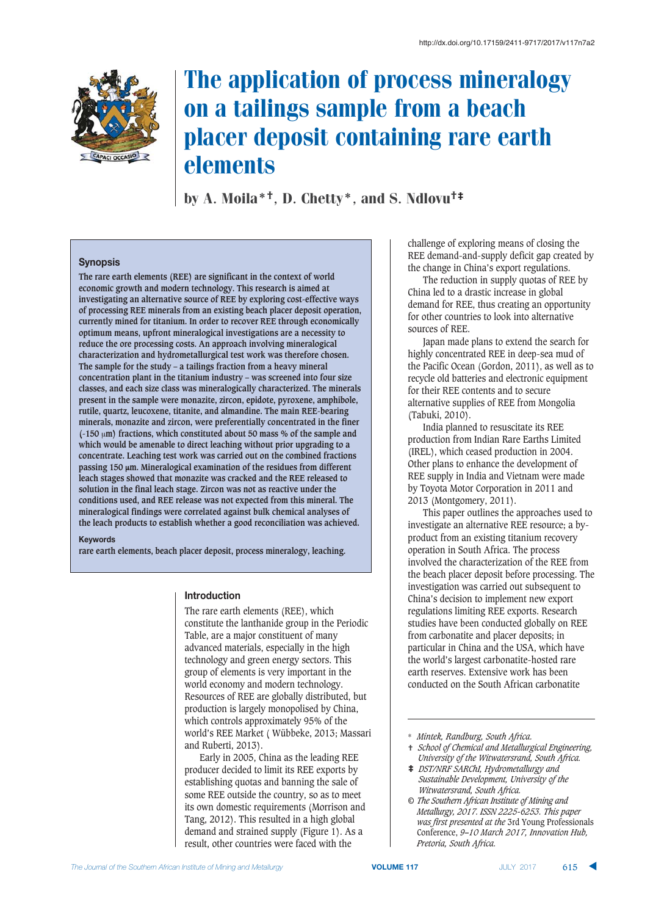http://dx.doi.org/10.17159/2411-9717/2017/v117n7a2

# The application of process mineralogy on a tailings sample from a beach placer deposit containing rare earth elements

by A. Moila*†, D. Chetty*, and S. Ndlovu†‡

## Synopsis

The rare earth elements (REE) are significant in the context of world economic growth and modern technology. This research is aimed at investigating an alternative source of REE by exploring cost-effective ways of processing REE minerals from an existing beach placer deposit operation, currently mined for titanium. In order to recover REE through economically optimum means, upfront mineralogical investigations are a necessity to reduce the ore processing costs. An approach involving mineralogical characterization and hydrometallurgical test work was therefore chosen. The sample for the study – a tailings fraction from a heavy mineral concentration plant in the titanium industry – was screened into four size classes, and each size class was mineralogically characterized. The minerals present in the sample were monazite, zircon, epidote, pyroxene, amphibole, rutile, quartz, leucoxene, titanite, and almandine. The main REE-bearing minerals, monazite and zircon, were preferentially concentrated in the finer (-150 μm) fractions, which constituted about 50 mass % of the sample and which would be amenable to direct leaching without prior upgrading to a concentrate. Leaching test work was carried out on the combined fractions passing 150 μm. Mineralogical examination of the residues from different leach stages showed that monazite was cracked and the REE released to solution in the final leach stage. Zircon was not as reactive under the conditions used, and REE release was not expected from this mineral. The mineralogical findings were correlated against bulk chemical analyses of the leach products to establish whether a good reconciliation was achieved.

**Keywords**

rare earth elements, beach placer deposit, process mineralogy, leaching.

## Introduction

The rare earth elements (REE), which constitute the lanthanide group in the Periodic Table, are a major constituent of many advanced materials, especially in the high technology and green energy sectors. This group of elements is very important in the world economy and modern technology. Resources of REE are globally distributed, but production is largely monopolised by China, which controls approximately 95% of the world's REE Market ( Wübbeke, 2013; Massari and Ruberti, 2013).

Early in 2005, China as the leading REE producer decided to limit its REE exports by establishing quotas and banning the sale of some REE outside the country, so as to meet its own domestic requirements (Morrison and Tang, 2012). This resulted in a high global demand and strained supply (Figure 1). As a result, other countries were faced with the challenge of exploring means of closing the REE demand-and-supply deficit gap created by the change in China's export regulations.

The reduction in supply quotas of REE by China led to a drastic increase in global demand for REE, thus creating an opportunity for other countries to look into alternative sources of REE.

Japan made plans to extend the search for highly concentrated REE in deep-sea mud of the Pacific Ocean (Gordon, 2011), as well as to recycle old batteries and electronic equipment for their REE contents and to secure alternative supplies of REE from Mongolia (Tabuki, 2010).

India planned to resuscitate its REE production from Indian Rare Earths Limited (IREL), which ceased production in 2004. Other plans to enhance the development of REE supply in India and Vietnam were made by Toyota Motor Corporation in 2011 and 2013 (Montgomery, 2011).

This paper outlines the approaches used to investigate an alternative REE resource; a by-product from an existing titanium recovery operation in South Africa. The process involved the characterization of the REE from the beach placer deposit before processing. The investigation was carried out subsequent to China's decision to implement new export regulations limiting REE exports. Research studies have been conducted globally on REE from carbonatite and placer deposits; in particular in China and the USA, which have the world's largest carbonatite-hosted rare earth reserves. Extensive work has been conducted on the South African carbonatite

---

\* *Mintek, Randburg, South Africa.*

† *School of Chemical and Metallurgical Engineering, University of the Witwatersrand, South Africa.*

‡ *DST/NRF SARChI, Hydrometallurgy and Sustainable Development, University of the Witwatersrand, South Africa.*

© *The Southern African Institute of Mining and Metallurgy, 2017. ISSN 2225-6253. This paper was first presented at the* 3rd Young Professionals Conference, *9–10 March 2017, Innovation Hub, Pretoria, South Africa.*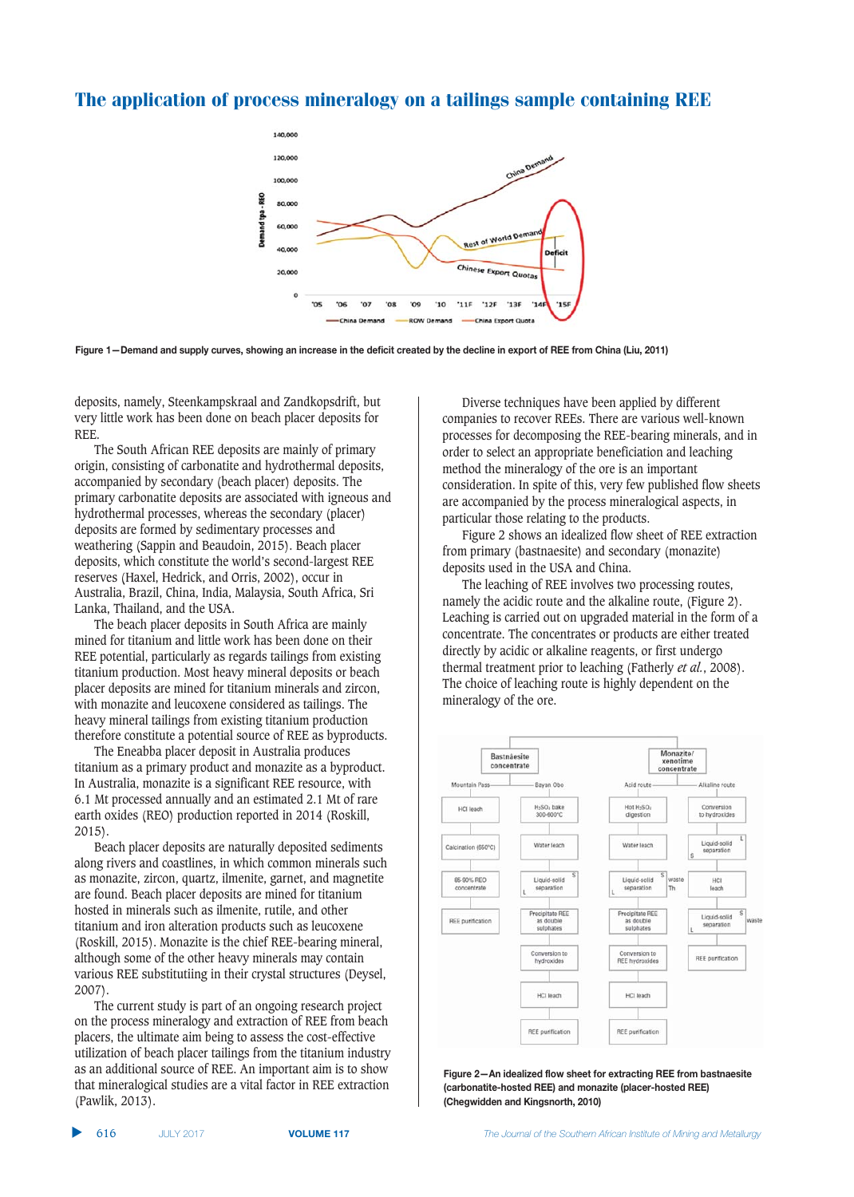Figure 1—Demand and supply curves, showing an increase in the deficit created by the decline in export of REE from China (Liu, 2011)

deposits, namely, Steenkampskraal and Zandkopsdrift, but very little work has been done on beach placer deposits for REE.

The South African REE deposits are mainly of primary origin, consisting of carbonatite and hydrothermal deposits, accompanied by secondary (beach placer) deposits. The primary carbonatite deposits are associated with igneous and hydrothermal processes, whereas the secondary (placer) deposits are formed by sedimentary processes and weathering (Sappin and Beaudoin, 2015). Beach placer deposits, which constitute the world's second-largest REE reserves (Haxel, Hedrick, and Orris, 2002), occur in Australia, Brazil, China, India, Malaysia, South Africa, Sri Lanka, Thailand, and the USA.

The beach placer deposits in South Africa are mainly mined for titanium and little work has been done on their REE potential, particularly as regards tailings from existing titanium production. Most heavy mineral deposits or beach placer deposits are mined for titanium minerals and zircon, with monazite and leucoxene considered as tailings. The heavy mineral tailings from existing titanium production therefore constitute a potential source of REE as byproducts.

The Eneabba placer deposit in Australia produces titanium as a primary product and monazite as a byproduct. In Australia, monazite is a significant REE resource, with 6.1 Mt processed annually and an estimated 2.1 Mt of rare earth oxides (REO) production reported in 2014 (Roskill, 2015).

Beach placer deposits are naturally deposited sediments along rivers and coastlines, in which common minerals such as monazite, zircon, quartz, ilmenite, garnet, and magnetite are found. Beach placer deposits are mined for titanium hosted in minerals such as ilmenite, rutile, and other titanium and iron alteration products such as leucoxene (Roskill, 2015). Monazite is the chief REE-bearing mineral, although some of the other heavy minerals may contain various REE substituting in their crystal structures (Deysel, 2007).

The current study is part of an ongoing research project on the process mineralogy and extraction of REE from beach placers, the ultimate aim being to assess the cost-effective utilization of beach placer tailings from the titanium industry as an additional source of REE. An important aim is to show that mineralogical studies are a vital factor in REE extraction (Pawlik, 2013).

Diverse techniques have been applied by different companies to recover REEs. There are various well-known processes for decomposing the REE-bearing minerals, and in order to select an appropriate beneficiation and leaching method the mineralogy of the ore is an important consideration. In spite of this, very few published flow sheets are accompanied by the process mineralogical aspects, in particular those relating to the products.

Figure 2 shows an idealized flow sheet of REE extraction from primary (bastnaesite) and secondary (monazite) deposits used in the USA and China.

The leaching of REE involves two processing routes, namely the acidic route and the alkaline route, (Figure 2). Leaching is carried out on upgraded material in the form of a concentrate. The concentrates or products are either treated directly by acidic or alkaline reagents, or first undergo thermal treatment prior to leaching (Fatherly *et al.*, 2008). The choice of leaching route is highly dependent on the mineralogy of the ore.

Figure 2—An idealized flow sheet for extracting REE from bastnaesite (carbonatite-hosted REE) and monazite (placer-hosted REE) (Chegwidden and Kingsnorth, 2010)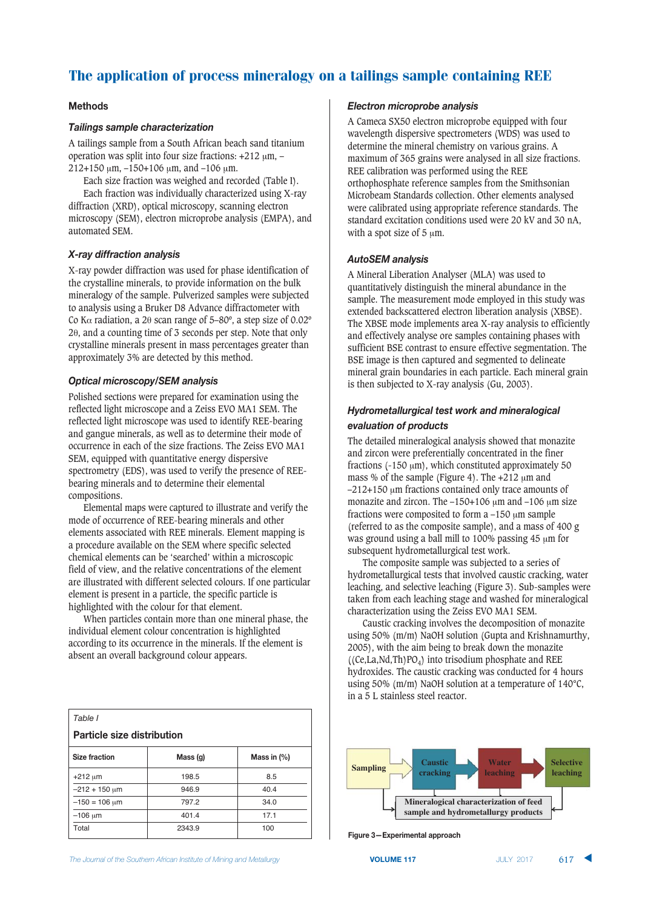## The application of process mineralogy on a tailings sample containing REE

### Methods

#### *Tailings sample characterization*

A tailings sample from a South African beach sand titanium operation was split into four size fractions: +212 µm, –212+150 µm, –150+106 µm, and –106 µm.

Each size fraction was weighed and recorded (Table I).

Each fraction was individually characterized using X-ray diffraction (XRD), optical microscopy, scanning electron microscopy (SEM), electron microprobe analysis (EMPA), and automated SEM.

#### *X-ray diffraction analysis*

X-ray powder diffraction was used for phase identification of the crystalline minerals, to provide information on the bulk mineralogy of the sample. Pulverized samples were subjected to analysis using a Bruker D8 Advance diffractometer with Co Kα radiation, a 2θ scan range of 5–80°, a step size of 0.02° 2θ, and a counting time of 3 seconds per step. Note that only crystalline minerals present in mass percentages greater than approximately 3% are detected by this method.

#### *Optical microscopy/SEM analysis*

Polished sections were prepared for examination using the reflected light microscope and a Zeiss EVO MA1 SEM. The reflected light microscope was used to identify REE-bearing and gangue minerals, as well as to determine their mode of occurrence in each of the size fractions. The Zeiss EVO MA1 SEM, equipped with quantitative energy dispersive spectrometry (EDS), was used to verify the presence of REE-bearing minerals and to determine their elemental compositions.

Elemental maps were captured to illustrate and verify the mode of occurrence of REE-bearing minerals and other elements associated with REE minerals. Element mapping is a procedure available on the SEM where specific selected chemical elements can be 'searched' within a microscopic field of view, and the relative concentrations of the element are illustrated with different selected colours. If one particular element is present in a particle, the specific particle is highlighted with the colour for that element.

When particles contain more than one mineral phase, the individual element colour concentration is highlighted according to its occurrence in the minerals. If the element is absent an overall background colour appears.

Table I

**Particle size distribution**

| Size fraction | Mass (g) | Mass in (%) |
|---|---|---|
| +212 µm | 198.5 | 8.5 |
| –212 + 150 µm | 946.9 | 40.4 |
| –150 = 106 µm | 797.2 | 34.0 |
| –106 µm | 401.4 | 17.1 |
| Total | 2343.9 | 100 |

#### *Electron microprobe analysis*

A Cameca SX50 electron microprobe equipped with four wavelength dispersive spectrometers (WDS) was used to determine the mineral chemistry on various grains. A maximum of 365 grains were analysed in all size fractions. REE calibration was performed using the REE orthophosphate reference samples from the Smithsonian Microbeam Standards collection. Other elements analysed were calibrated using appropriate reference standards. The standard excitation conditions used were 20 kV and 30 nA, with a spot size of 5 µm.

#### *AutoSEM analysis*

A Mineral Liberation Analyser (MLA) was used to quantitatively distinguish the mineral abundance in the sample. The measurement mode employed in this study was extended backscattered electron liberation analysis (XBSE). The XBSE mode implements area X-ray analysis to efficiently and effectively analyse ore samples containing phases with sufficient BSE contrast to ensure effective segmentation. The BSE image is then captured and segmented to delineate mineral grain boundaries in each particle. Each mineral grain is then subjected to X-ray analysis (Gu, 2003).

#### *Hydrometallurgical test work and mineralogical evaluation of products*

The detailed mineralogical analysis showed that monazite and zircon were preferentially concentrated in the finer fractions (-150 µm), which constituted approximately 50 mass % of the sample (Figure 4). The +212 µm and –212+150 µm fractions contained only trace amounts of monazite and zircon. The –150+106 µm and –106 µm size fractions were composited to form a –150 µm sample (referred to as the composite sample), and a mass of 400 g was ground using a ball mill to 100% passing 45 µm for subsequent hydrometallurgical test work.

The composite sample was subjected to a series of hydrometallurgical tests that involved caustic cracking, water leaching, and selective leaching (Figure 3). Sub-samples were taken from each leaching stage and washed for mineralogical characterization using the Zeiss EVO MA1 SEM.

Caustic cracking involves the decomposition of monazite using 50% (m/m) NaOH solution (Gupta and Krishnamurthy, 2005), with the aim being to break down the monazite ($(Ce,La,Nd,Th)PO_4$) into trisodium phosphate and REE hydroxides. The caustic cracking was conducted for 4 hours using 50% (m/m) NaOH solution at a temperature of 140°C, in a 5 L stainless steel reactor.

Sampling → Caustic cracking → Water leaching → Selective leaching

Mineralogical characterization of feed sample and hydrometallurgy products

Figure 3—Experimental approach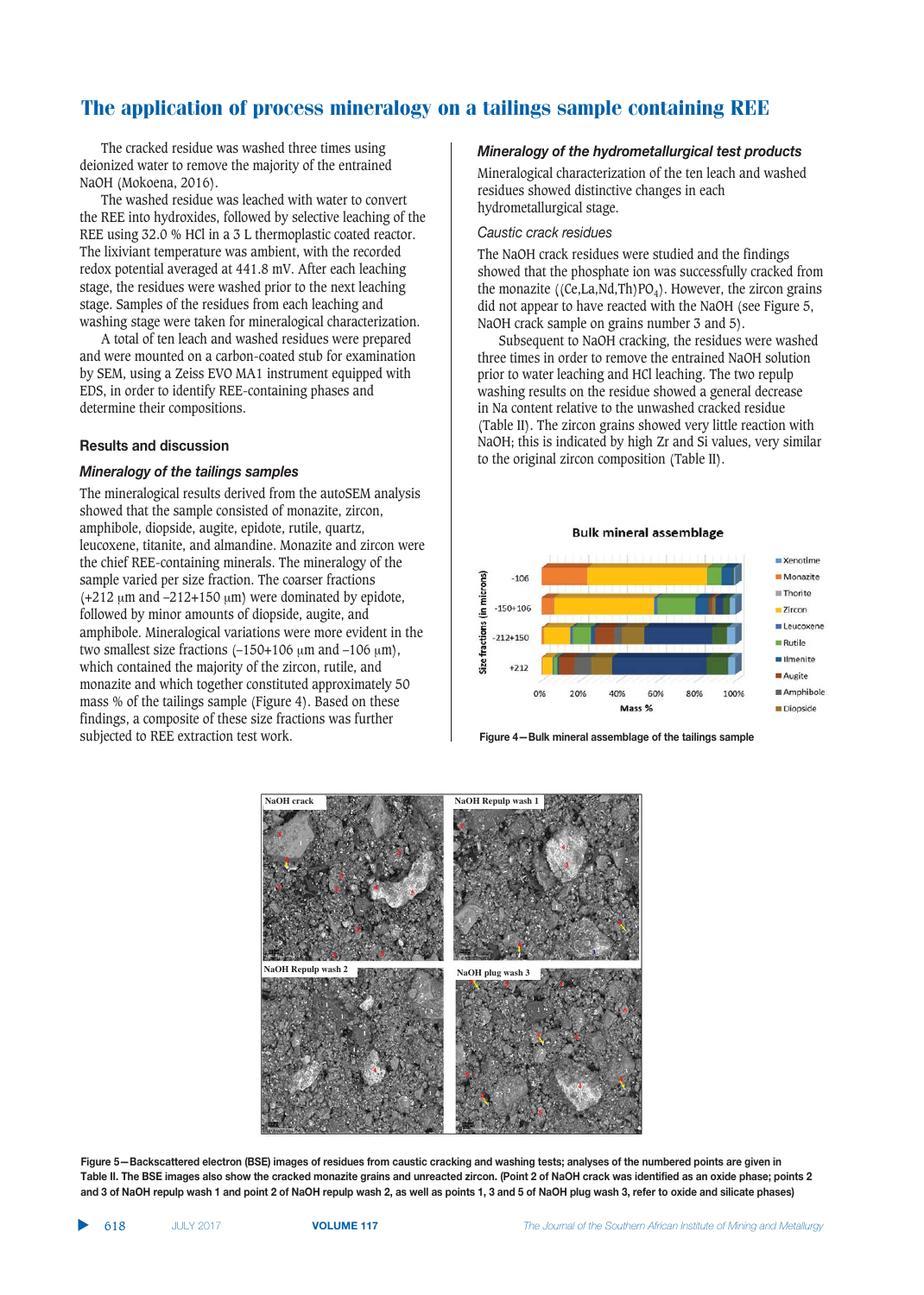The cracked residue was washed three times using deionized water to remove the majority of the entrained NaOH (Mokoena, 2016).

The washed residue was leached with water to convert the REE into hydroxides, followed by selective leaching of the REE using 32.0 % HCl in a 3 L thermoplastic coated reactor. The lixiviant temperature was ambient, with the recorded redox potential averaged at 441.8 mV. After each leaching stage, the residues were washed prior to the next leaching stage. Samples of the residues from each leaching and washing stage were taken for mineralogical characterization.

A total of ten leach and washed residues were prepared and were mounted on a carbon-coated stub for examination by SEM, using a Zeiss EVO MA1 instrument equipped with EDS, in order to identify REE-containing phases and determine their compositions.

## Results and discussion

### Mineralogy of the tailings samples

The mineralogical results derived from the autoSEM analysis showed that the sample consisted of monazite, zircon, amphibole, diopside, augite, epidote, rutile, quartz, leucoxene, titanite, and almandine. Monazite and zircon were the chief REE-containing minerals. The mineralogy of the sample varied per size fraction. The coarser fractions (+212 µm and –212+150 µm) were dominated by epidote, followed by minor amounts of diopside, augite, and amphibole. Mineralogical variations were more evident in the two smallest size fractions (–150+106 µm and –106 µm), which contained the majority of the zircon, rutile, and monazite and which together constituted approximately 50 mass % of the tailings sample (Figure 4). Based on these findings, a composite of these size fractions was further subjected to REE extraction test work.

### Mineralogy of the hydrometallurgical test products

Mineralogical characterization of the ten leach and washed residues showed distinctive changes in each hydrometallurgical stage.

#### Caustic crack residues

The NaOH crack residues were studied and the findings showed that the phosphate ion was successfully cracked from the monazite ($(Ce,La,Nd,Th)PO_4$). However, the zircon grains did not appear to have reacted with the NaOH (see Figure 5, NaOH crack sample on grains number 3 and 5).

Subsequent to NaOH cracking, the residues were washed three times in order to remove the entrained NaOH solution prior to water leaching and HCl leaching. The two repulp washing results on the residue showed a general decrease in Na content relative to the unwashed cracked residue (Table II). The zircon grains showed very little reaction with NaOH; this is indicated by high Zr and Si values, very similar to the original zircon composition (Table II).

Figure 4—Bulk mineral assemblage of the tailings sample

Figure 5—Backscattered electron (BSE) images of residues from caustic cracking and washing tests; analyses of the numbered points are given in Table II. The BSE images also show the cracked monazite grains and unreacted zircon. (Point 2 of NaOH crack was identified as an oxide phase; points 2 and 3 of NaOH repulp wash 1 and point 2 of NaOH repulp wash 2, as well as points 1, 3 and 5 of NaOH plug wash 3, refer to oxide and silicate phases)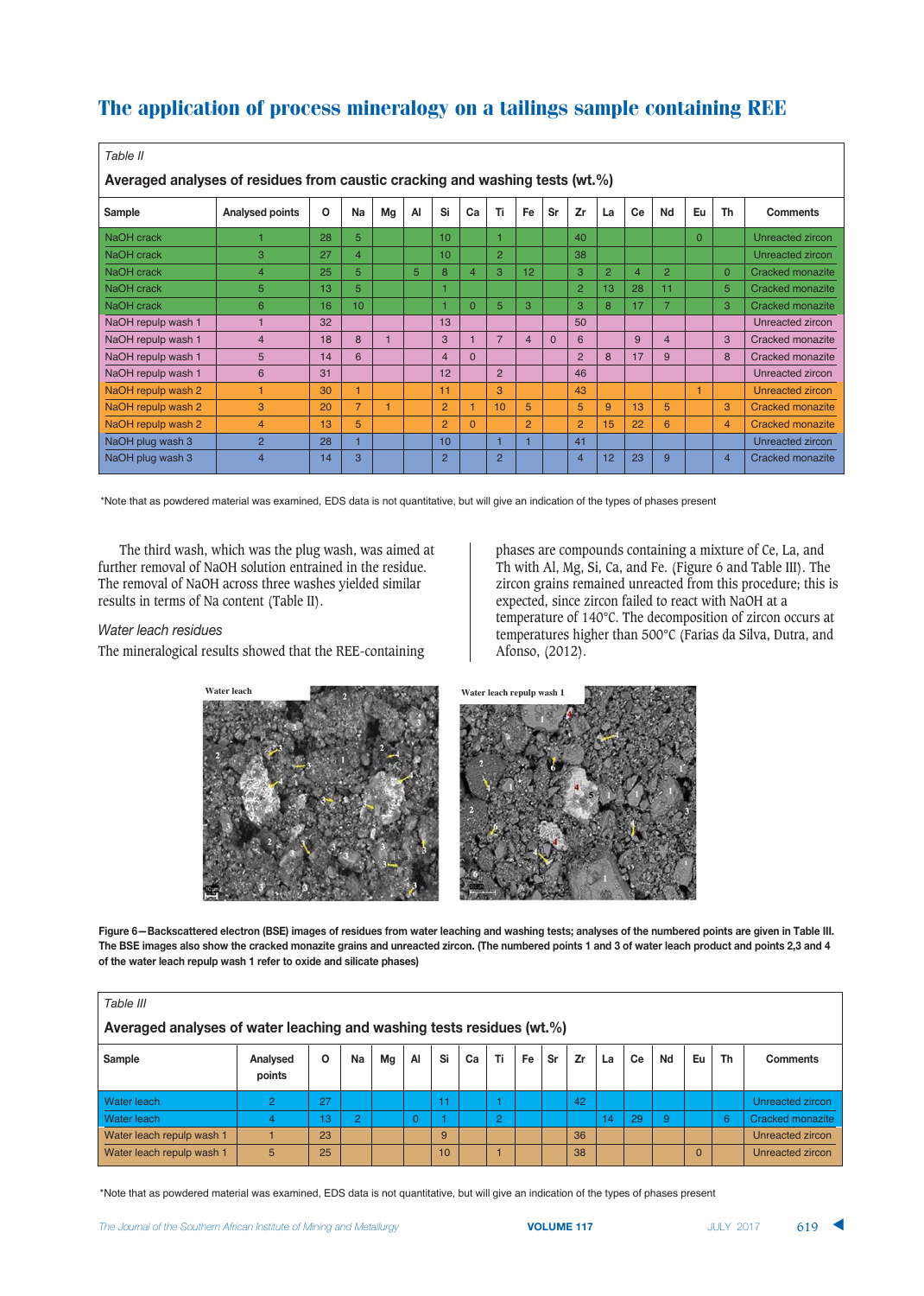*Table II*

**Averaged analyses of residues from caustic cracking and washing tests (wt.%)**

| Sample | Analysed points | O | Na | Mg | Al | Si | Ca | Ti | Fe | Sr | Zr | La | Ce | Nd | Eu | Th | Comments |
|---|---|---|---|---|---|---|---|---|---|---|---|---|---|---|---|---|---|
| NaOH crack | 1 | 28 | 5 | | | 10 | | 1 | | | 40 | | | | 0 | | Unreacted zircon |
| NaOH crack | 3 | 27 | 4 | | | 10 | | 2 | | | 38 | | | | | | Unreacted zircon |
| NaOH crack | 4 | 25 | 5 | | 5 | 8 | 4 | 3 | 12 | | 3 | 2 | 4 | 2 | | 0 | Cracked monazite |
| NaOH crack | 5 | 13 | 5 | | | 1 | | | | | 2 | 13 | 28 | 11 | | 5 | Cracked monazite |
| NaOH crack | 6 | 16 | 10 | | | 1 | 0 | 5 | 3 | | 3 | 8 | 17 | 7 | | 3 | Cracked monazite |
| NaOH repulp wash 1 | 1 | 32 | | | | 13 | | | | | 50 | | | | | | Unreacted zircon |
| NaOH repulp wash 1 | 4 | 18 | 8 | 1 | | 3 | 1 | 7 | 4 | 0 | 6 | | 9 | 4 | | 3 | Cracked monazite |
| NaOH repulp wash 1 | 5 | 14 | 6 | | | 4 | 0 | | | | 2 | 8 | 17 | 9 | | 8 | Cracked monazite |
| NaOH repulp wash 1 | 6 | 31 | | | | 12 | | 2 | | | 46 | | | | | | Unreacted zircon |
| NaOH repulp wash 2 | 1 | 30 | 1 | | | 11 | | 3 | | | 43 | | | | 1 | | Unreacted zircon |
| NaOH repulp wash 2 | 3 | 20 | 7 | 1 | | 2 | 1 | 10 | 5 | | 5 | 9 | 13 | 5 | | 3 | Cracked monazite |
| NaOH repulp wash 2 | 4 | 13 | 5 | | | 2 | 0 | | 2 | | 2 | 15 | 22 | 6 | | 4 | Cracked monazite |
| NaOH plug wash 3 | 2 | 28 | 1 | | | 10 | | 1 | 1 | | 41 | | | | | | Unreacted zircon |
| NaOH plug wash 3 | 4 | 14 | 3 | | | 2 | | 2 | | | 4 | 12 | 23 | 9 | | 4 | Cracked monazite |

*Note that as powdered material was examined, EDS data is not quantitative, but will give an indication of the types of phases present

The third wash, which was the plug wash, was aimed at further removal of NaOH solution entrained in the residue. The removal of NaOH across three washes yielded similar results in terms of Na content (Table II).

### *Water leach residues*

The mineralogical results showed that the REE-containing phases are compounds containing a mixture of Ce, La, and Th with Al, Mg, Si, Ca, and Fe. (Figure 6 and Table III). The zircon grains remained unreacted from this procedure; this is expected, since zircon failed to react with NaOH at a temperature of 140°C. The decomposition of zircon occurs at temperatures higher than 500°C (Farias da Silva, Dutra, and Afonso, (2012).

**Figure 6—Backscattered electron (BSE) images of residues from water leaching and washing tests; analyses of the numbered points are given in Table III. The BSE images also show the cracked monazite grains and unreacted zircon. (The numbered points 1 and 3 of water leach product and points 2,3 and 4 of the water leach repulp wash 1 refer to oxide and silicate phases)**

*Table III*

**Averaged analyses of water leaching and washing tests residues (wt.%)**

| Sample | Analysed points | O | Na | Mg | Al | Si | Ca | Ti | Fe | Sr | Zr | La | Ce | Nd | Eu | Th | Comments |
|---|---|---|---|---|---|---|---|---|---|---|---|---|---|---|---|---|---|
| Water leach | 2 | 27 | | | | 11 | | 1 | | | 42 | | | | | | Unreacted zircon |
| Water leach | 4 | 13 | 2 | | 0 | 1 | | 2 | | | | 14 | 29 | 9 | | 6 | Cracked monazite |
| Water leach repulp wash 1 | 1 | 23 | | | | 9 | | | | | 36 | | | | | | Unreacted zircon |
| Water leach repulp wash 1 | 5 | 25 | | | | 10 | | 1 | | | 38 | | | | 0 | | Unreacted zircon |

*Note that as powdered material was examined, EDS data is not quantitative, but will give an indication of the types of phases present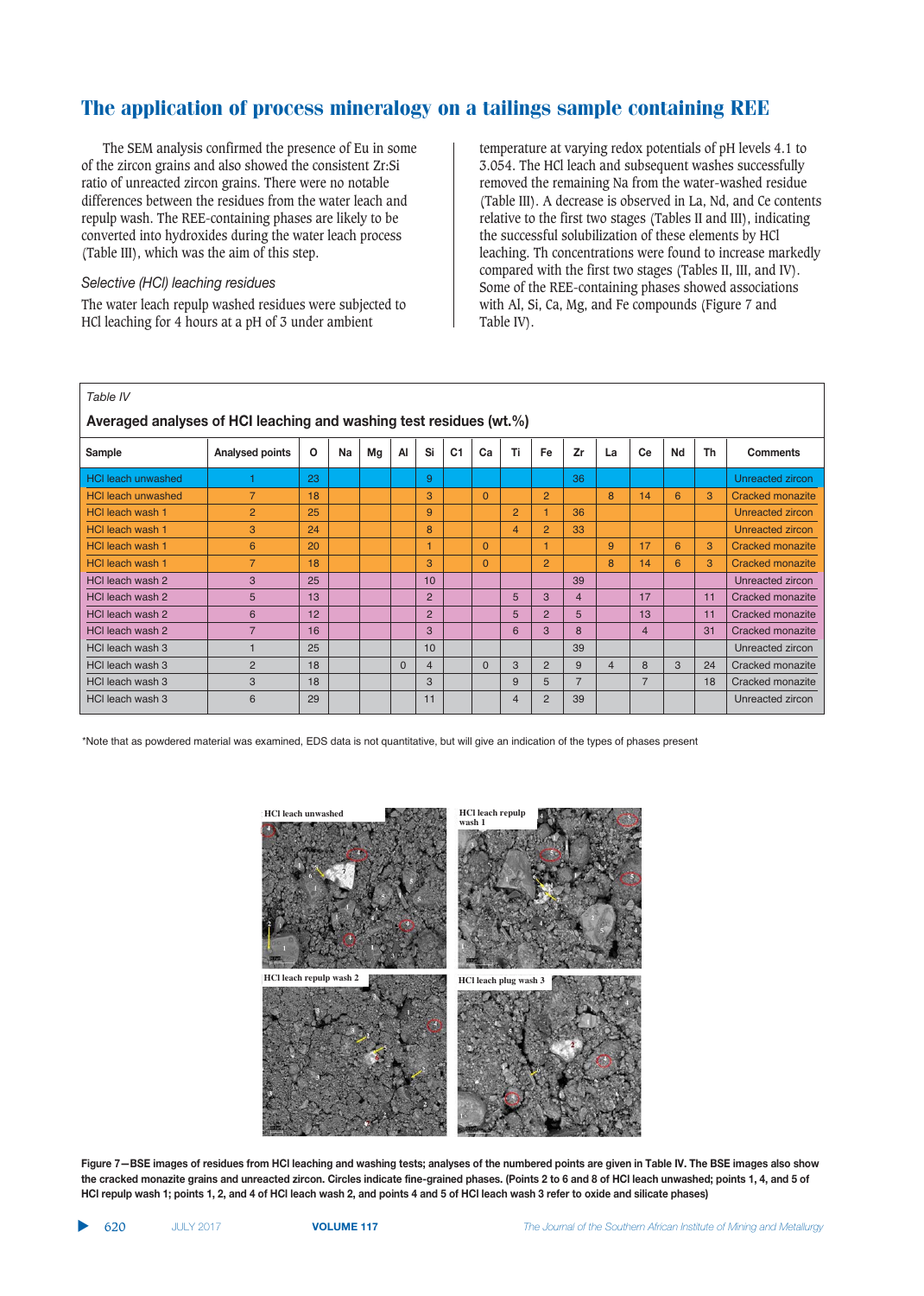The SEM analysis confirmed the presence of Eu in some of the zircon grains and also showed the consistent Zr:Si ratio of unreacted zircon grains. There were no notable differences between the residues from the water leach and repulp wash. The REE-containing phases are likely to be converted into hydroxides during the water leach process (Table III), which was the aim of this step.

### *Selective (HCl) leaching residues*

The water leach repulp washed residues were subjected to HCl leaching for 4 hours at a pH of 3 under ambient temperature at varying redox potentials of pH levels 4.1 to 3.054. The HCl leach and subsequent washes successfully removed the remaining Na from the water-washed residue (Table III). A decrease is observed in La, Nd, and Ce contents relative to the first two stages (Tables II and III), indicating the successful solubilization of these elements by HCl leaching. Th concentrations were found to increase markedly compared with the first two stages (Tables II, III, and IV). Some of the REE-containing phases showed associations with Al, Si, Ca, Mg, and Fe compounds (Figure 7 and Table IV).

*Table IV*

**Averaged analyses of HCl leaching and washing test residues (wt.%)**

| Sample | Analysed points | O | Na | Mg | Al | Si | C1 | Ca | Ti | Fe | Zr | La | Ce | Nd | Th | Comments |
|---|---|---|---|---|---|---|---|---|---|---|---|---|---|---|---|---|
| HCl leach unwashed | 1 | 23 | | | | 9 | | | | | 36 | | | | | Unreacted zircon |
| HCl leach unwashed | 7 | 18 | | | | 3 | | 0 | | 2 | | 8 | 14 | 6 | 3 | Cracked monazite |
| HCl leach wash 1 | 2 | 25 | | | | 9 | | | 2 | 1 | 36 | | | | | Unreacted zircon |
| HCl leach wash 1 | 3 | 24 | | | | 8 | | | 4 | 2 | 33 | | | | | Unreacted zircon |
| HCl leach wash 1 | 6 | 20 | | | | 1 | | 0 | | 1 | | 9 | 17 | 6 | 3 | Cracked monazite |
| HCl leach wash 1 | 7 | 18 | | | | 3 | | 0 | | 2 | | 8 | 14 | 6 | 3 | Cracked monazite |
| HCl leach wash 2 | 3 | 25 | | | | 10 | | | | | 39 | | | | | Unreacted zircon |
| HCl leach wash 2 | 5 | 13 | | | | 2 | | | 5 | 3 | 4 | | 17 | | 11 | Cracked monazite |
| HCl leach wash 2 | 6 | 12 | | | | 2 | | | 5 | 2 | 5 | | 13 | | 11 | Cracked monazite |
| HCl leach wash 2 | 7 | 16 | | | | 3 | | | 6 | 3 | 8 | | 4 | | 31 | Cracked monazite |
| HCl leach wash 3 | 1 | 25 | | | | 10 | | | | | 39 | | | | | Unreacted zircon |
| HCl leach wash 3 | 2 | 18 | | | 0 | 4 | | 0 | 3 | 2 | 9 | 4 | 8 | 3 | 24 | Cracked monazite |
| HCl leach wash 3 | 3 | 18 | | | | 3 | | | 9 | 5 | 7 | | 7 | | 18 | Cracked monazite |
| HCl leach wash 3 | 6 | 29 | | | | 11 | | | 4 | 2 | 39 | | | | | Unreacted zircon |

*Note that as powdered material was examined, EDS data is not quantitative, but will give an indication of the types of phases present

**Figure 7—BSE images of residues from HCl leaching and washing tests; analyses of the numbered points are given in Table IV. The BSE images also show the cracked monazite grains and unreacted zircon. Circles indicate fine-grained phases. (Points 2 to 6 and 8 of HCl leach unwashed; points 1, 4, and 5 of HCl repulp wash 1; points 1, 2, and 4 of HCl leach wash 2, and points 4 and 5 of HCl leach wash 3 refer to oxide and silicate phases)**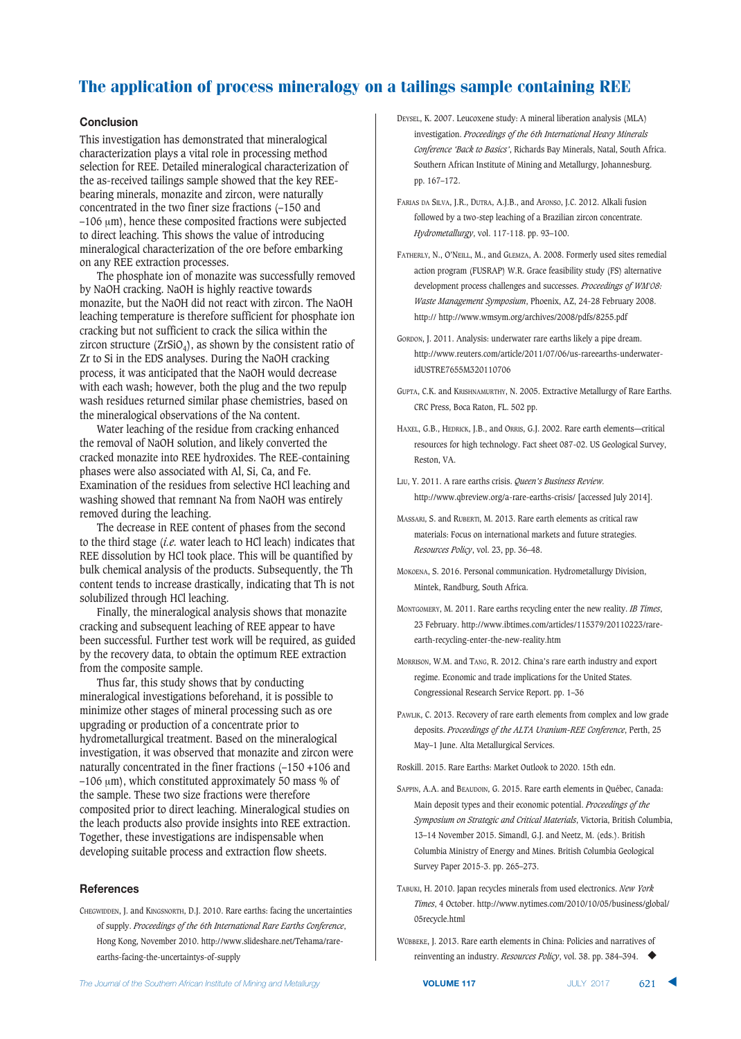## Conclusion

This investigation has demonstrated that mineralogical characterization plays a vital role in processing method selection for REE. Detailed mineralogical characterization of the as-received tailings sample showed that the key REE-bearing minerals, monazite and zircon, were naturally concentrated in the two finer size fractions (–150 and –106 μm), hence these composited fractions were subjected to direct leaching. This shows the value of introducing mineralogical characterization of the ore before embarking on any REE extraction processes.

The phosphate ion of monazite was successfully removed by NaOH cracking. NaOH is highly reactive towards monazite, but the NaOH did not react with zircon. The NaOH leaching temperature is therefore sufficient for phosphate ion cracking but not sufficient to crack the silica within the zircon structure ($ZrSiO_4$), as shown by the consistent ratio of Zr to Si in the EDS analyses. During the NaOH cracking process, it was anticipated that the NaOH would decrease with each wash; however, both the plug and the two repulp wash residues returned similar phase chemistries, based on the mineralogical observations of the Na content.

Water leaching of the residue from cracking enhanced the removal of NaOH solution, and likely converted the cracked monazite into REE hydroxides. The REE-containing phases were also associated with Al, Si, Ca, and Fe. Examination of the residues from selective HCl leaching and washing showed that remnant Na from NaOH was entirely removed during the leaching.

The decrease in REE content of phases from the second to the third stage (*i.e.* water leach to HCl leach) indicates that REE dissolution by HCl took place. This will be quantified by bulk chemical analysis of the products. Subsequently, the Th content tends to increase drastically, indicating that Th is not solubilized through HCl leaching.

Finally, the mineralogical analysis shows that monazite cracking and subsequent leaching of REE appear to have been successful. Further test work will be required, as guided by the recovery data, to obtain the optimum REE extraction from the composite sample.

Thus far, this study shows that by conducting mineralogical investigations beforehand, it is possible to minimize other stages of mineral processing such as ore upgrading or production of a concentrate prior to hydrometallurgical treatment. Based on the mineralogical investigation, it was observed that monazite and zircon were naturally concentrated in the finer fractions (–150 +106 and –106 μm), which constituted approximately 50 mass % of the sample. These two size fractions were therefore composited prior to direct leaching. Mineralogical studies on the leach products also provide insights into REE extraction. Together, these investigations are indispensable when developing suitable process and extraction flow sheets.

## References

Chegwidden, J. and Kingsnorth, D.J. 2010. Rare earths: facing the uncertainties of supply. *Proceedings of the 6th International Rare Earths Conference*, Hong Kong, November 2010. http://www.slideshare.net/Tehama/rare-earths-facing-the-uncertaintys-of-supply

Deysel, K. 2007. Leucoxene study: A mineral liberation analysis (MLA) investigation. *Proceedings of the 6th International Heavy Minerals Conference 'Back to Basics'*, Richards Bay Minerals, Natal, South Africa. Southern African Institute of Mining and Metallurgy, Johannesburg. pp. 167–172.

Farias da Silva, J.R., Dutra, A.J.B., and Afonso, J.C. 2012. Alkali fusion followed by a two-step leaching of a Brazilian zircon concentrate. *Hydrometallurgy*, vol. 117-118. pp. 93–100.

Fatherly, N., O'Neill, M., and Glemza, A. 2008. Formerly used sites remedial action program (FUSRAP) W.R. Grace feasibility study (FS) alternative development process challenges and successes. *Proceedings of WM'08: Waste Management Symposium*, Phoenix, AZ, 24-28 February 2008. http:// http://www.wmsym.org/archives/2008/pdfs/8255.pdf

Gordon, J. 2011. Analysis: underwater rare earths likely a pipe dream. http://www.reuters.com/article/2011/07/06/us-rareearths-underwater-idUSTRE7655M320110706

Gupta, C.K. and Krishnamurthy, N. 2005. Extractive Metallurgy of Rare Earths. CRC Press, Boca Raton, FL. 502 pp.

Haxel, G.B., Hedrick, J.B., and Orris, G.J. 2002. Rare earth elements—critical resources for high technology. Fact sheet 087-02. US Geological Survey, Reston, VA.

Liu, Y. 2011. A rare earths crisis. *Queen's Business Review.* http://www.qbreview.org/a-rare-earths-crisis/ [accessed July 2014].

Massari, S. and Ruberti, M. 2013. Rare earth elements as critical raw materials: Focus on international markets and future strategies. *Resources Policy*, vol. 23, pp. 36–48.

Mokoena, S. 2016. Personal communication. Hydrometallurgy Division, Mintek, Randburg, South Africa.

Montgomery, M. 2011. Rare earths recycling enter the new reality. *IB Times*, 23 February. http://www.ibtimes.com/articles/115379/20110223/rare-earth-recycling-enter-the-new-reality.htm

Morrison, W.M. and Tang, R. 2012. China's rare earth industry and export regime. Economic and trade implications for the United States. Congressional Research Service Report. pp. 1–36

Pawlik, C. 2013. Recovery of rare earth elements from complex and low grade deposits. *Proceedings of the ALTA Uranium-REE Conference*, Perth, 25 May–1 June. Alta Metallurgical Services.

Roskill. 2015. Rare Earths: Market Outlook to 2020. 15th edn.

Sappin, A.A. and Beaudoin, G. 2015. Rare earth elements in Québec, Canada: Main deposit types and their economic potential. *Proceedings of the Symposium on Strategic and Critical Materials*, Victoria, British Columbia, 13–14 November 2015. Simandl, G.J. and Neetz, M. (eds.). British Columbia Ministry of Energy and Mines. British Columbia Geological Survey Paper 2015-3. pp. 265–273.

Tabuki, H. 2010. Japan recycles minerals from used electronics. *New York Times*, 4 October. http://www.nytimes.com/2010/10/05/business/global/05recycle.html

Wübbeke, J. 2013. Rare earth elements in China: Policies and narratives of reinventing an industry. *Resources Policy*, vol. 38. pp. 384–394. ◆